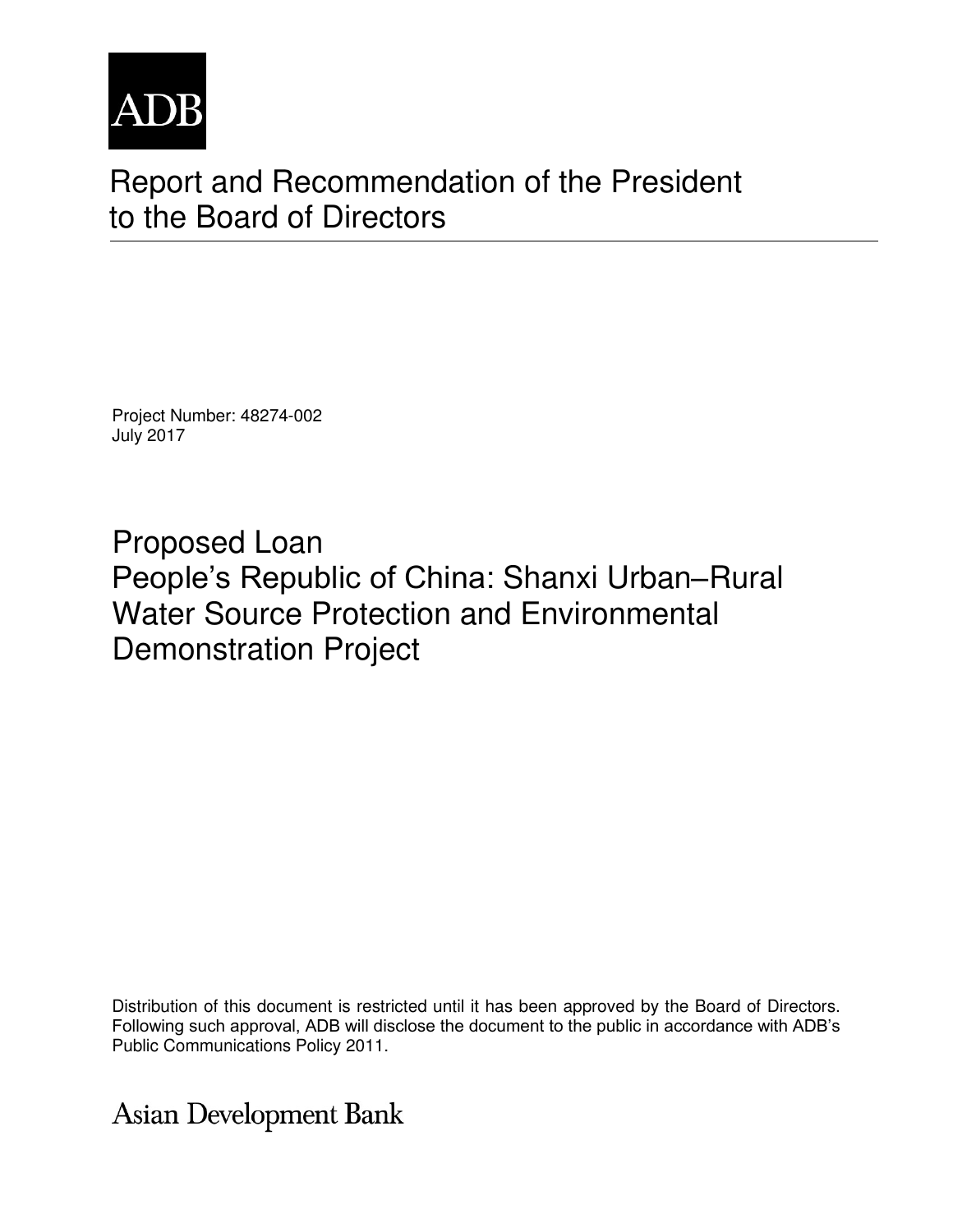ADB

# Report and Recommendation of the President to the Board of Directors

Project Number: 48274-002
July 2017

## Proposed Loan
## People's Republic of China: Shanxi Urban–Rural Water Source Protection and Environmental Demonstration Project

Distribution of this document is restricted until it has been approved by the Board of Directors. Following such approval, ADB will disclose the document to the public in accordance with ADB's Public Communications Policy 2011.

Asian Development Bank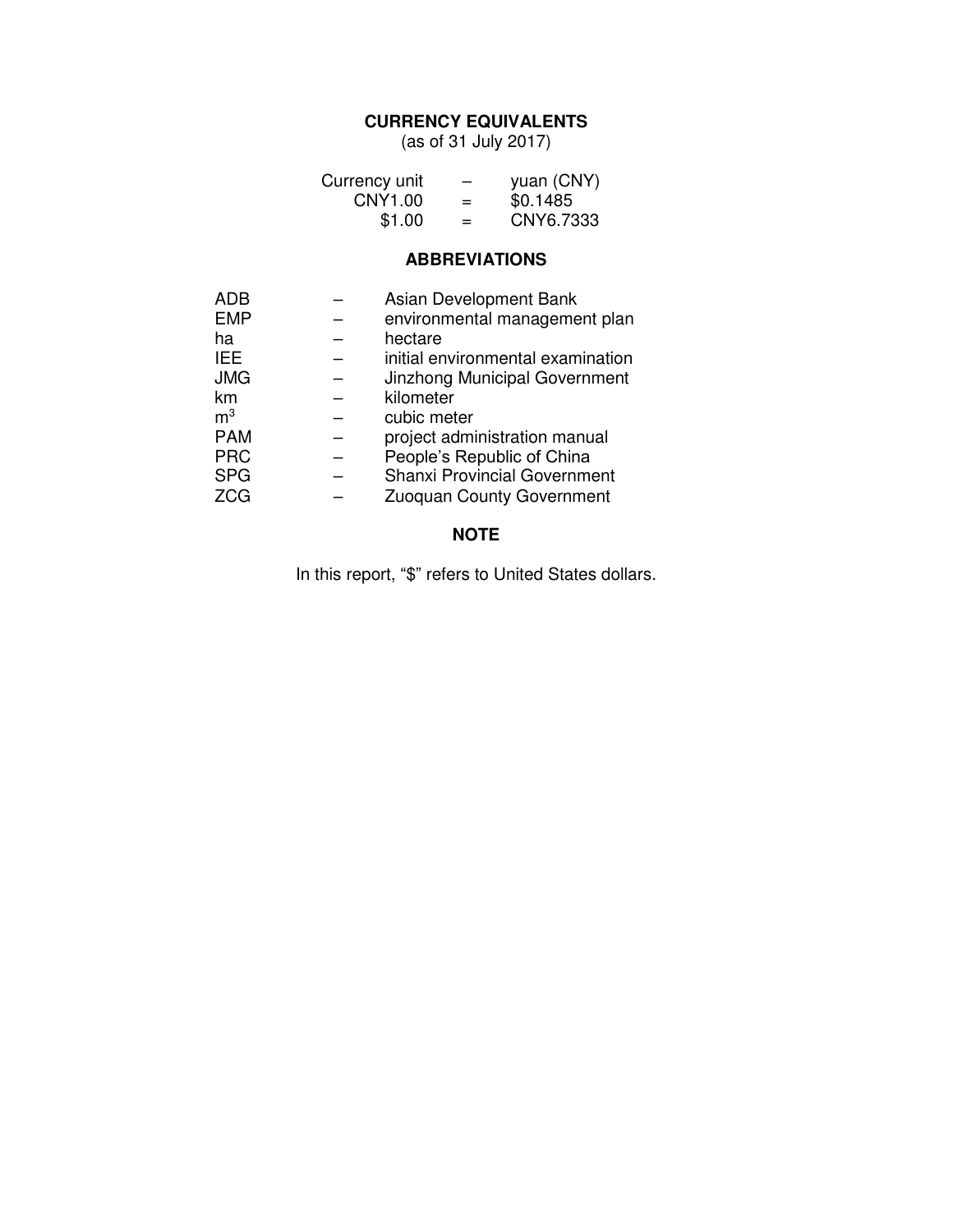## CURRENCY EQUIVALENTS

(as of 31 July 2017)

| | | |
|---|---|---|
| Currency unit | – | yuan (CNY) |
| CNY1.00 | = | $0.1485 |
| $1.00 | = | CNY6.7333 |

## ABBREVIATIONS

| | | |
|---|---|---|
| ADB | – | Asian Development Bank |
| EMP | – | environmental management plan |
| ha | – | hectare |
| IEE | – | initial environmental examination |
| JMG | – | Jinzhong Municipal Government |
| km | – | kilometer |
| $m^3$ | – | cubic meter |
| PAM | – | project administration manual |
| PRC | – | People's Republic of China |
| SPG | – | Shanxi Provincial Government |
| ZCG | – | Zuoquan County Government |

## NOTE

In this report, "$" refers to United States dollars.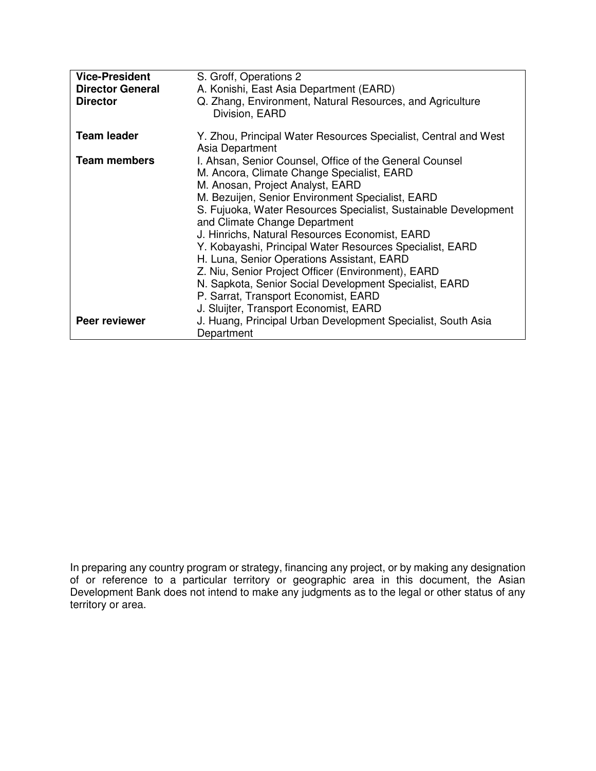| | |
|---|---|
| **Vice-President** | S. Groff, Operations 2 |
| **Director General** | A. Konishi, East Asia Department (EARD) |
| **Director** | Q. Zhang, Environment, Natural Resources, and Agriculture Division, EARD |
| **Team leader** | Y. Zhou, Principal Water Resources Specialist, Central and West Asia Department |
| **Team members** | I. Ahsan, Senior Counsel, Office of the General Counsel<br>M. Ancora, Climate Change Specialist, EARD<br>M. Anosan, Project Analyst, EARD<br>M. Bezuijen, Senior Environment Specialist, EARD<br>S. Fujuoka, Water Resources Specialist, Sustainable Development and Climate Change Department<br>J. Hinrichs, Natural Resources Economist, EARD<br>Y. Kobayashi, Principal Water Resources Specialist, EARD<br>H. Luna, Senior Operations Assistant, EARD<br>Z. Niu, Senior Project Officer (Environment), EARD<br>N. Sapkota, Senior Social Development Specialist, EARD<br>P. Sarrat, Transport Economist, EARD<br>J. Sluijter, Transport Economist, EARD |
| **Peer reviewer** | J. Huang, Principal Urban Development Specialist, South Asia Department |

In preparing any country program or strategy, financing any project, or by making any designation of or reference to a particular territory or geographic area in this document, the Asian Development Bank does not intend to make any judgments as to the legal or other status of any territory or area.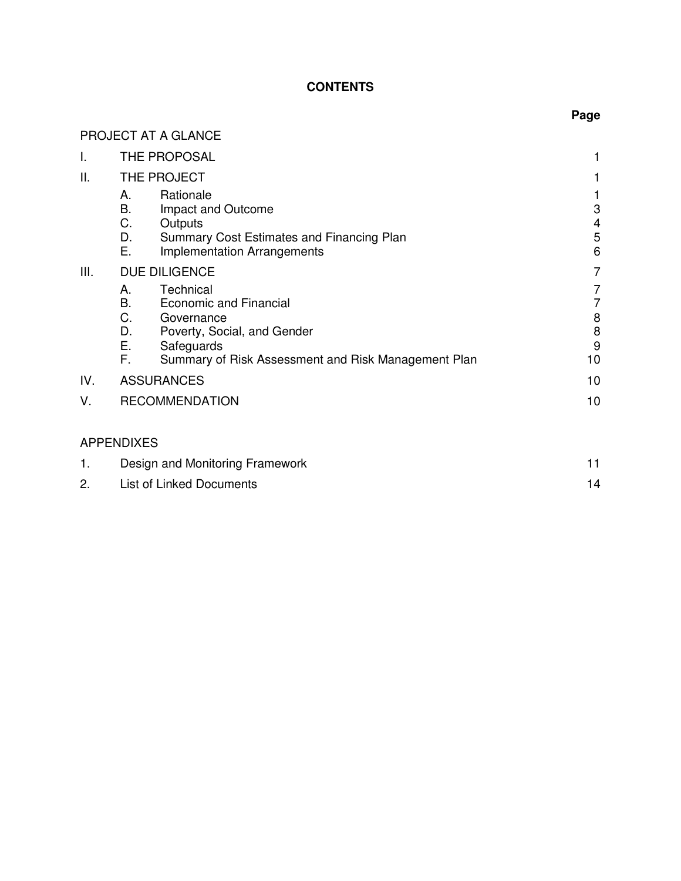# CONTENTS

| | | Page |
|---|---|---|
| PROJECT AT A GLANCE | | |
| I. | THE PROPOSAL | 1 |
| II. | THE PROJECT | 1 |
| | A. Rationale | 1 |
| | B. Impact and Outcome | 3 |
| | C. Outputs | 4 |
| | D. Summary Cost Estimates and Financing Plan | 5 |
| | E. Implementation Arrangements | 6 |
| III. | DUE DILIGENCE | 7 |
| | A. Technical | 7 |
| | B. Economic and Financial | 7 |
| | C. Governance | 8 |
| | D. Poverty, Social, and Gender | 8 |
| | E. Safeguards | 9 |
| | F. Summary of Risk Assessment and Risk Management Plan | 10 |
| IV. | ASSURANCES | 10 |
| V. | RECOMMENDATION | 10 |

## APPENDIXES

| | | |
|---|---|---|
| 1. | Design and Monitoring Framework | 11 |
| 2. | List of Linked Documents | 14 |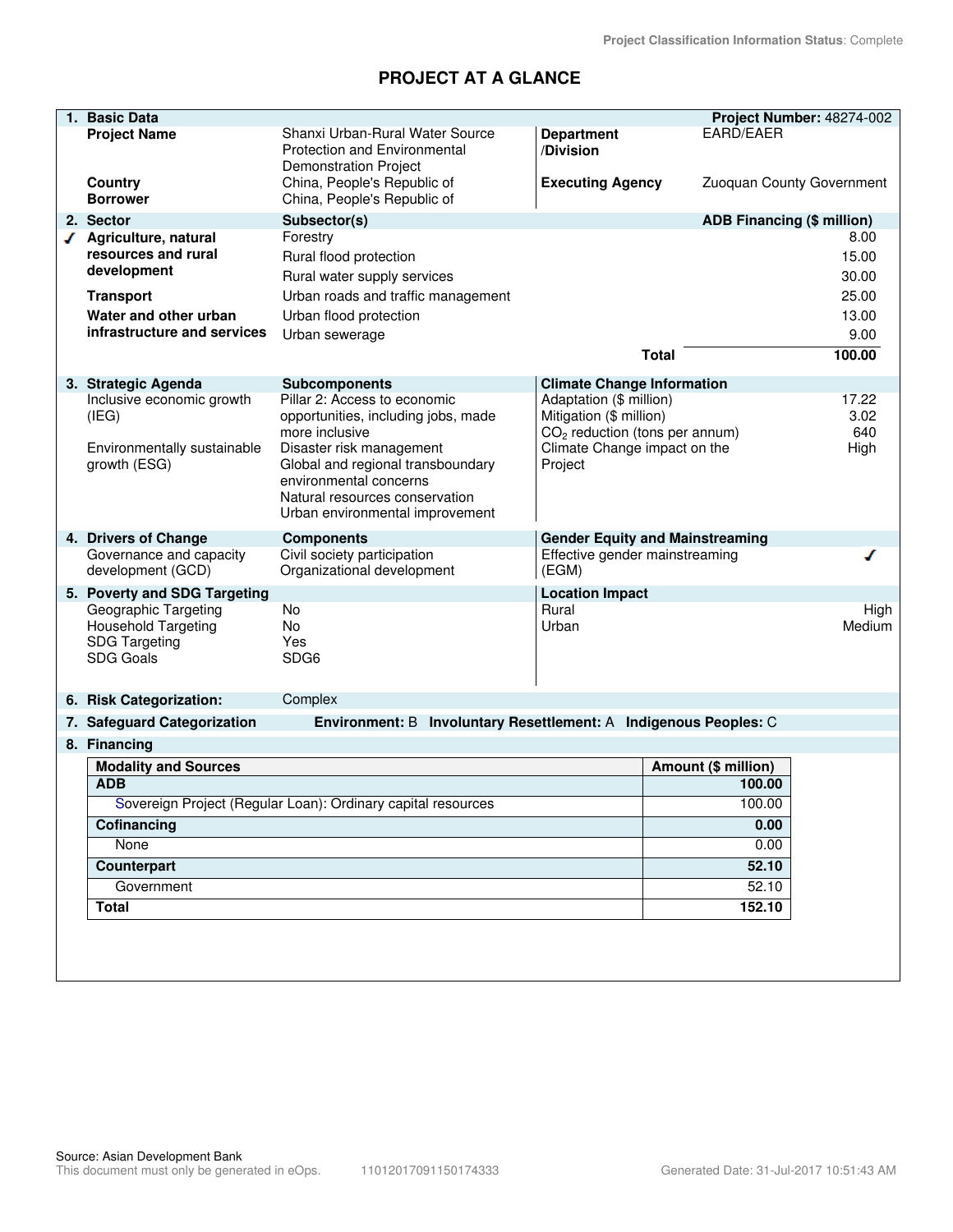Project Classification Information Status: Complete

# PROJECT AT A GLANCE

| 1. Basic Data | | | Project Number: 48274-002 |
|---|---|---|---|
| Project Name | Shanxi Urban-Rural Water Source Protection and Environmental Demonstration Project | Department /Division | EARD/EAER |
| Country | China, People's Republic of | Executing Agency | Zuoquan County Government |
| Borrower | China, People's Republic of | | |

| 2. Sector | Subsector(s) | ADB Financing ($ million) |
|---|---|---|
| ✓ Agriculture, natural resources and rural development | Forestry | 8.00 |
| | Rural flood protection | 15.00 |
| | Rural water supply services | 30.00 |
| Transport | Urban roads and traffic management | 25.00 |
| Water and other urban infrastructure and services | Urban flood protection | 13.00 |
| | Urban sewerage | 9.00 |
| | Total | 100.00 |

| 3. Strategic Agenda | Subcomponents | Climate Change Information | |
|---|---|---|---|
| Inclusive economic growth (IEG) | Pillar 2: Access to economic opportunities, including jobs, made more inclusive | Adaptation ($ million) | 17.22 |
| Environmentally sustainable growth (ESG) | Disaster risk management<br>Global and regional transboundary environmental concerns<br>Natural resources conservation<br>Urban environmental improvement | Mitigation ($ million) | 3.02 |
| | | $CO_2$ reduction (tons per annum) | 640 |
| | | Climate Change impact on the Project | High |

| 4. Drivers of Change | Components | Gender Equity and Mainstreaming | |
|---|---|---|---|
| Governance and capacity development (GCD) | Civil society participation<br>Organizational development | Effective gender mainstreaming (EGM) | ✓ |

| 5. Poverty and SDG Targeting | | Location Impact | |
|---|---|---|---|
| Geographic Targeting | No | Rural | High |
| Household Targeting | No | Urban | Medium |
| SDG Targeting | Yes | | |
| SDG Goals | SDG6 | | |

**6. Risk Categorization:** Complex

**7. Safeguard Categorization** Environment: B Involuntary Resettlement: A Indigenous Peoples: C

**8. Financing**

| Modality and Sources | Amount ($ million) |
|---|---|
| **ADB** | **100.00** |
| Sovereign Project (Regular Loan): Ordinary capital resources | 100.00 |
| **Cofinancing** | **0.00** |
| None | 0.00 |
| **Counterpart** | **52.10** |
| Government | 52.10 |
| **Total** | **152.10** |

Source: Asian Development Bank
This document must only be generated in eOps. 11012017091150174333 Generated Date: 31-Jul-2017 10:51:43 AM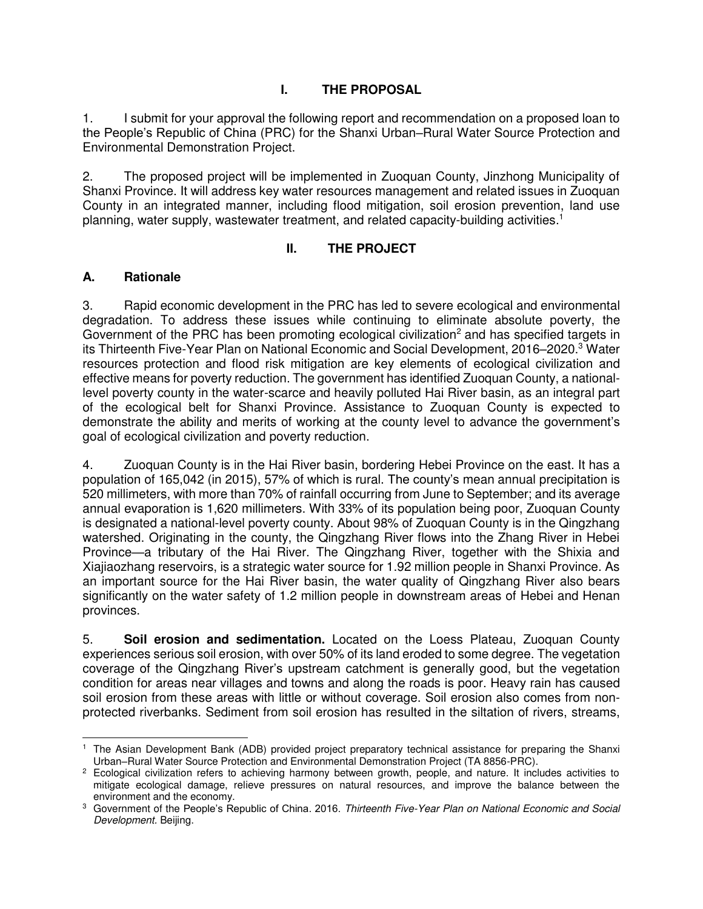# I. THE PROPOSAL

1. I submit for your approval the following report and recommendation on a proposed loan to the People's Republic of China (PRC) for the Shanxi Urban–Rural Water Source Protection and Environmental Demonstration Project.

2. The proposed project will be implemented in Zuoquan County, Jinzhong Municipality of Shanxi Province. It will address key water resources management and related issues in Zuoquan County in an integrated manner, including flood mitigation, soil erosion prevention, land use planning, water supply, wastewater treatment, and related capacity-building activities.[1]

# II. THE PROJECT

## A. Rationale

3. Rapid economic development in the PRC has led to severe ecological and environmental degradation. To address these issues while continuing to eliminate absolute poverty, the Government of the PRC has been promoting ecological civilization[2] and has specified targets in its Thirteenth Five-Year Plan on National Economic and Social Development, 2016–2020.[3] Water resources protection and flood risk mitigation are key elements of ecological civilization and effective means for poverty reduction. The government has identified Zuoquan County, a national-level poverty county in the water-scarce and heavily polluted Hai River basin, as an integral part of the ecological belt for Shanxi Province. Assistance to Zuoquan County is expected to demonstrate the ability and merits of working at the county level to advance the government's goal of ecological civilization and poverty reduction.

4. Zuoquan County is in the Hai River basin, bordering Hebei Province on the east. It has a population of 165,042 (in 2015), 57% of which is rural. The county's mean annual precipitation is 520 millimeters, with more than 70% of rainfall occurring from June to September; and its average annual evaporation is 1,620 millimeters. With 33% of its population being poor, Zuoquan County is designated a national-level poverty county. About 98% of Zuoquan County is in the Qingzhang watershed. Originating in the county, the Qingzhang River flows into the Zhang River in Hebei Province—a tributary of the Hai River. The Qingzhang River, together with the Shixia and Xiajiaozhang reservoirs, is a strategic water source for 1.92 million people in Shanxi Province. As an important source for the Hai River basin, the water quality of Qingzhang River also bears significantly on the water safety of 1.2 million people in downstream areas of Hebei and Henan provinces.

5. **Soil erosion and sedimentation.** Located on the Loess Plateau, Zuoquan County experiences serious soil erosion, with over 50% of its land eroded to some degree. The vegetation coverage of the Qingzhang River's upstream catchment is generally good, but the vegetation condition for areas near villages and towns and along the roads is poor. Heavy rain has caused soil erosion from these areas with little or without coverage. Soil erosion also comes from non-protected riverbanks. Sediment from soil erosion has resulted in the siltation of rivers, streams,

---

[1] The Asian Development Bank (ADB) provided project preparatory technical assistance for preparing the Shanxi Urban–Rural Water Source Protection and Environmental Demonstration Project (TA 8856-PRC).

[2] Ecological civilization refers to achieving harmony between growth, people, and nature. It includes activities to mitigate ecological damage, relieve pressures on natural resources, and improve the balance between the environment and the economy.

[3] Government of the People's Republic of China. 2016. *Thirteenth Five-Year Plan on National Economic and Social Development.* Beijing.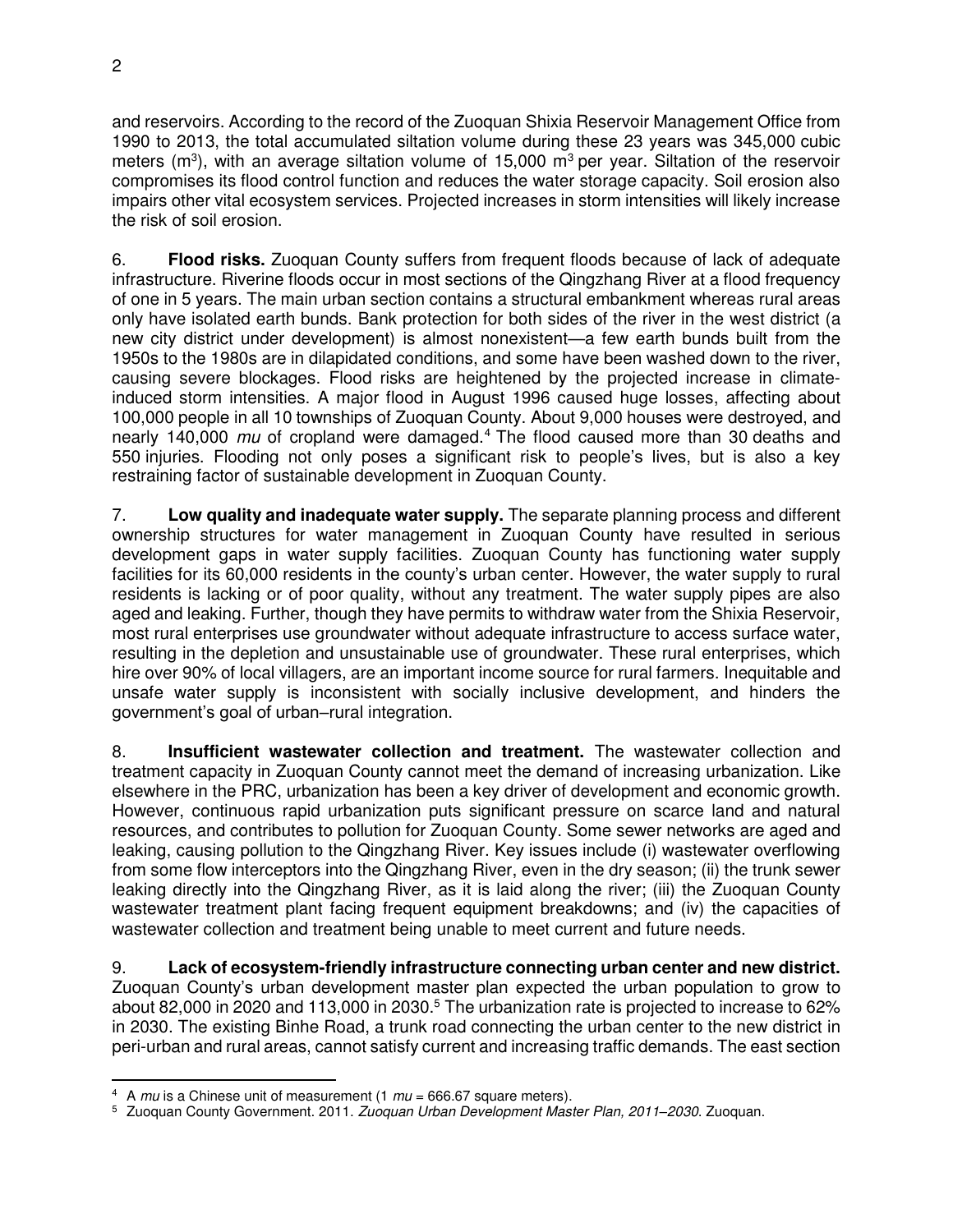and reservoirs. According to the record of the Zuoquan Shixia Reservoir Management Office from 1990 to 2013, the total accumulated siltation volume during these 23 years was 345,000 cubic meters ($m^3$), with an average siltation volume of 15,000 $m^3$ per year. Siltation of the reservoir compromises its flood control function and reduces the water storage capacity. Soil erosion also impairs other vital ecosystem services. Projected increases in storm intensities will likely increase the risk of soil erosion.

6. **Flood risks.** Zuoquan County suffers from frequent floods because of lack of adequate infrastructure. Riverine floods occur in most sections of the Qingzhang River at a flood frequency of one in 5 years. The main urban section contains a structural embankment whereas rural areas only have isolated earth bunds. Bank protection for both sides of the river in the west district (a new city district under development) is almost nonexistent—a few earth bunds built from the 1950s to the 1980s are in dilapidated conditions, and some have been washed down to the river, causing severe blockages. Flood risks are heightened by the projected increase in climate-induced storm intensities. A major flood in August 1996 caused huge losses, affecting about 100,000 people in all 10 townships of Zuoquan County. About 9,000 houses were destroyed, and nearly 140,000 *mu* of cropland were damaged.[4] The flood caused more than 30 deaths and 550 injuries. Flooding not only poses a significant risk to people's lives, but is also a key restraining factor of sustainable development in Zuoquan County.

7. **Low quality and inadequate water supply.** The separate planning process and different ownership structures for water management in Zuoquan County have resulted in serious development gaps in water supply facilities. Zuoquan County has functioning water supply facilities for its 60,000 residents in the county's urban center. However, the water supply to rural residents is lacking or of poor quality, without any treatment. The water supply pipes are also aged and leaking. Further, though they have permits to withdraw water from the Shixia Reservoir, most rural enterprises use groundwater without adequate infrastructure to access surface water, resulting in the depletion and unsustainable use of groundwater. These rural enterprises, which hire over 90% of local villagers, are an important income source for rural farmers. Inequitable and unsafe water supply is inconsistent with socially inclusive development, and hinders the government's goal of urban–rural integration.

8. **Insufficient wastewater collection and treatment.** The wastewater collection and treatment capacity in Zuoquan County cannot meet the demand of increasing urbanization. Like elsewhere in the PRC, urbanization has been a key driver of development and economic growth. However, continuous rapid urbanization puts significant pressure on scarce land and natural resources, and contributes to pollution for Zuoquan County. Some sewer networks are aged and leaking, causing pollution to the Qingzhang River. Key issues include (i) wastewater overflowing from some flow interceptors into the Qingzhang River, even in the dry season; (ii) the trunk sewer leaking directly into the Qingzhang River, as it is laid along the river; (iii) the Zuoquan County wastewater treatment plant facing frequent equipment breakdowns; and (iv) the capacities of wastewater collection and treatment being unable to meet current and future needs.

9. **Lack of ecosystem-friendly infrastructure connecting urban center and new district.** Zuoquan County's urban development master plan expected the urban population to grow to about 82,000 in 2020 and 113,000 in 2030.[5] The urbanization rate is projected to increase to 62% in 2030. The existing Binhe Road, a trunk road connecting the urban center to the new district in peri-urban and rural areas, cannot satisfy current and increasing traffic demands. The east section

[4] A *mu* is a Chinese unit of measurement (1 *mu* = 666.67 square meters).

[5] Zuoquan County Government. 2011. *Zuoquan Urban Development Master Plan, 2011–2030*. Zuoquan.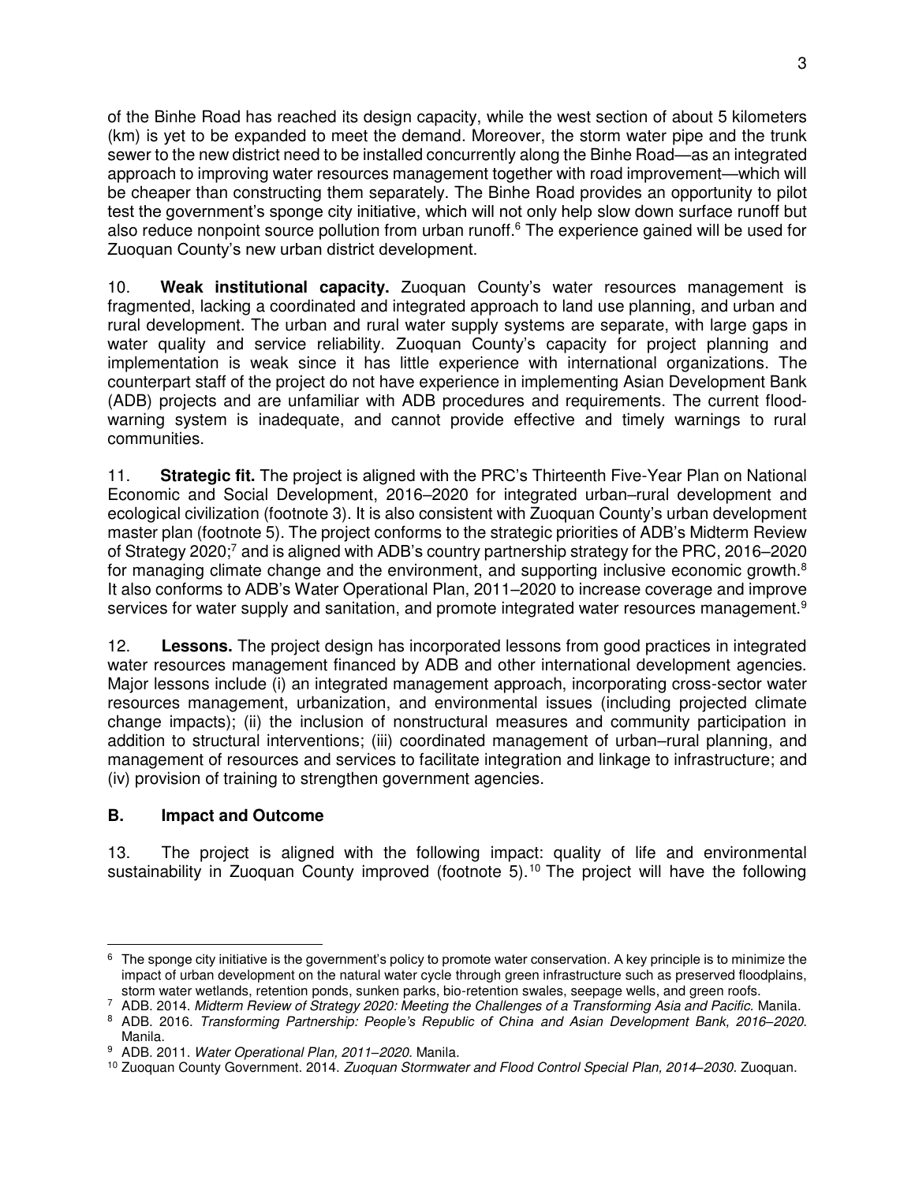of the Binhe Road has reached its design capacity, while the west section of about 5 kilometers (km) is yet to be expanded to meet the demand. Moreover, the storm water pipe and the trunk sewer to the new district need to be installed concurrently along the Binhe Road—as an integrated approach to improving water resources management together with road improvement—which will be cheaper than constructing them separately. The Binhe Road provides an opportunity to pilot test the government's sponge city initiative, which will not only help slow down surface runoff but also reduce nonpoint source pollution from urban runoff.[6] The experience gained will be used for Zuoquan County's new urban district development.

10. **Weak institutional capacity.** Zuoquan County's water resources management is fragmented, lacking a coordinated and integrated approach to land use planning, and urban and rural development. The urban and rural water supply systems are separate, with large gaps in water quality and service reliability. Zuoquan County's capacity for project planning and implementation is weak since it has little experience with international organizations. The counterpart staff of the project do not have experience in implementing Asian Development Bank (ADB) projects and are unfamiliar with ADB procedures and requirements. The current flood-warning system is inadequate, and cannot provide effective and timely warnings to rural communities.

11. **Strategic fit.** The project is aligned with the PRC's Thirteenth Five-Year Plan on National Economic and Social Development, 2016–2020 for integrated urban–rural development and ecological civilization (footnote 3). It is also consistent with Zuoquan County's urban development master plan (footnote 5). The project conforms to the strategic priorities of ADB's Midterm Review of Strategy 2020;[7] and is aligned with ADB's country partnership strategy for the PRC, 2016–2020 for managing climate change and the environment, and supporting inclusive economic growth.[8] It also conforms to ADB's Water Operational Plan, 2011–2020 to increase coverage and improve services for water supply and sanitation, and promote integrated water resources management.[9]

12. **Lessons.** The project design has incorporated lessons from good practices in integrated water resources management financed by ADB and other international development agencies. Major lessons include (i) an integrated management approach, incorporating cross-sector water resources management, urbanization, and environmental issues (including projected climate change impacts); (ii) the inclusion of nonstructural measures and community participation in addition to structural interventions; (iii) coordinated management of urban–rural planning, and management of resources and services to facilitate integration and linkage to infrastructure; and (iv) provision of training to strengthen government agencies.

## B. Impact and Outcome

13. The project is aligned with the following impact: quality of life and environmental sustainability in Zuoquan County improved (footnote 5).[10] The project will have the following

---

[6] The sponge city initiative is the government's policy to promote water conservation. A key principle is to minimize the impact of urban development on the natural water cycle through green infrastructure such as preserved floodplains, storm water wetlands, retention ponds, sunken parks, bio-retention swales, seepage wells, and green roofs.

[7] ADB. 2014. *Midterm Review of Strategy 2020: Meeting the Challenges of a Transforming Asia and Pacific.* Manila.

[8] ADB. 2016. *Transforming Partnership: People's Republic of China and Asian Development Bank, 2016–2020.* Manila.

[9] ADB. 2011. *Water Operational Plan, 2011–2020.* Manila.

[10] Zuoquan County Government. 2014. *Zuoquan Stormwater and Flood Control Special Plan, 2014–2030.* Zuoquan.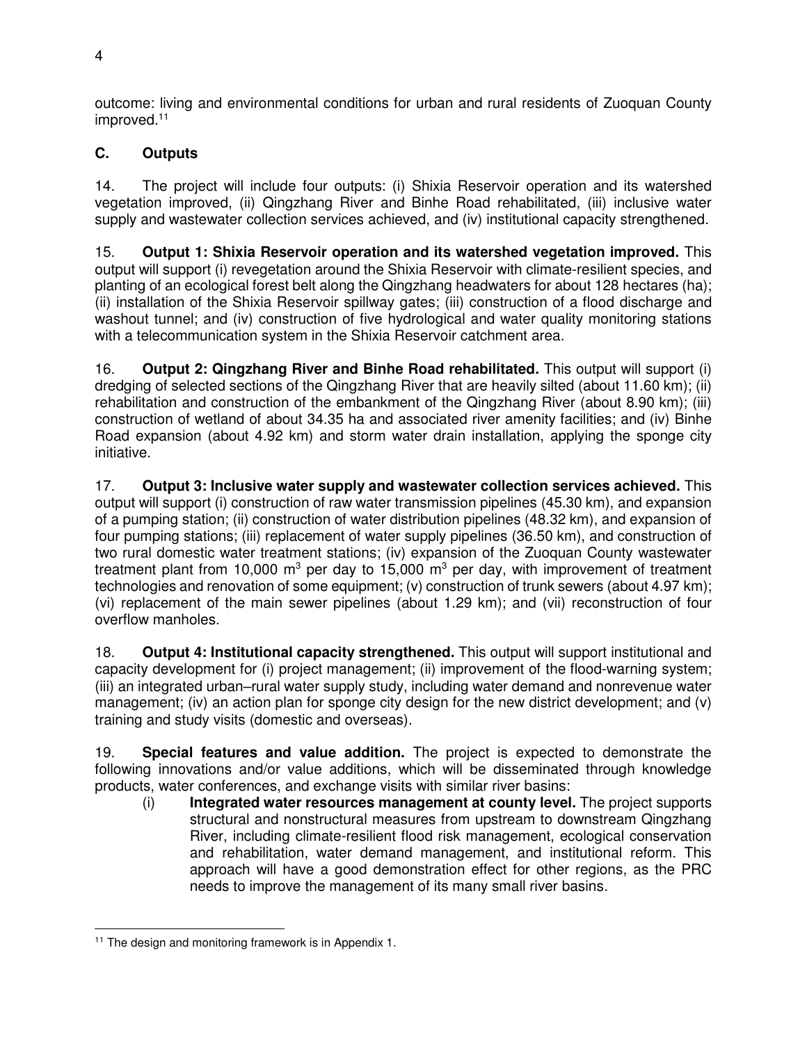outcome: living and environmental conditions for urban and rural residents of Zuoquan County improved.[11]

## C. Outputs

14. The project will include four outputs: (i) Shixia Reservoir operation and its watershed vegetation improved, (ii) Qingzhang River and Binhe Road rehabilitated, (iii) inclusive water supply and wastewater collection services achieved, and (iv) institutional capacity strengthened.

15. **Output 1: Shixia Reservoir operation and its watershed vegetation improved.** This output will support (i) revegetation around the Shixia Reservoir with climate-resilient species, and planting of an ecological forest belt along the Qingzhang headwaters for about 128 hectares (ha); (ii) installation of the Shixia Reservoir spillway gates; (iii) construction of a flood discharge and washout tunnel; and (iv) construction of five hydrological and water quality monitoring stations with a telecommunication system in the Shixia Reservoir catchment area.

16. **Output 2: Qingzhang River and Binhe Road rehabilitated.** This output will support (i) dredging of selected sections of the Qingzhang River that are heavily silted (about 11.60 km); (ii) rehabilitation and construction of the embankment of the Qingzhang River (about 8.90 km); (iii) construction of wetland of about 34.35 ha and associated river amenity facilities; and (iv) Binhe Road expansion (about 4.92 km) and storm water drain installation, applying the sponge city initiative.

17. **Output 3: Inclusive water supply and wastewater collection services achieved.** This output will support (i) construction of raw water transmission pipelines (45.30 km), and expansion of a pumping station; (ii) construction of water distribution pipelines (48.32 km), and expansion of four pumping stations; (iii) replacement of water supply pipelines (36.50 km), and construction of two rural domestic water treatment stations; (iv) expansion of the Zuoquan County wastewater treatment plant from 10,000 $m^3$ per day to 15,000 $m^3$ per day, with improvement of treatment technologies and renovation of some equipment; (v) construction of trunk sewers (about 4.97 km); (vi) replacement of the main sewer pipelines (about 1.29 km); and (vii) reconstruction of four overflow manholes.

18. **Output 4: Institutional capacity strengthened.** This output will support institutional and capacity development for (i) project management; (ii) improvement of the flood-warning system; (iii) an integrated urban–rural water supply study, including water demand and nonrevenue water management; (iv) an action plan for sponge city design for the new district development; and (v) training and study visits (domestic and overseas).

19. **Special features and value addition.** The project is expected to demonstrate the following innovations and/or value additions, which will be disseminated through knowledge products, water conferences, and exchange visits with similar river basins:

(i) **Integrated water resources management at county level.** The project supports structural and nonstructural measures from upstream to downstream Qingzhang River, including climate-resilient flood risk management, ecological conservation and rehabilitation, water demand management, and institutional reform. This approach will have a good demonstration effect for other regions, as the PRC needs to improve the management of its many small river basins.

---

[11] The design and monitoring framework is in Appendix 1.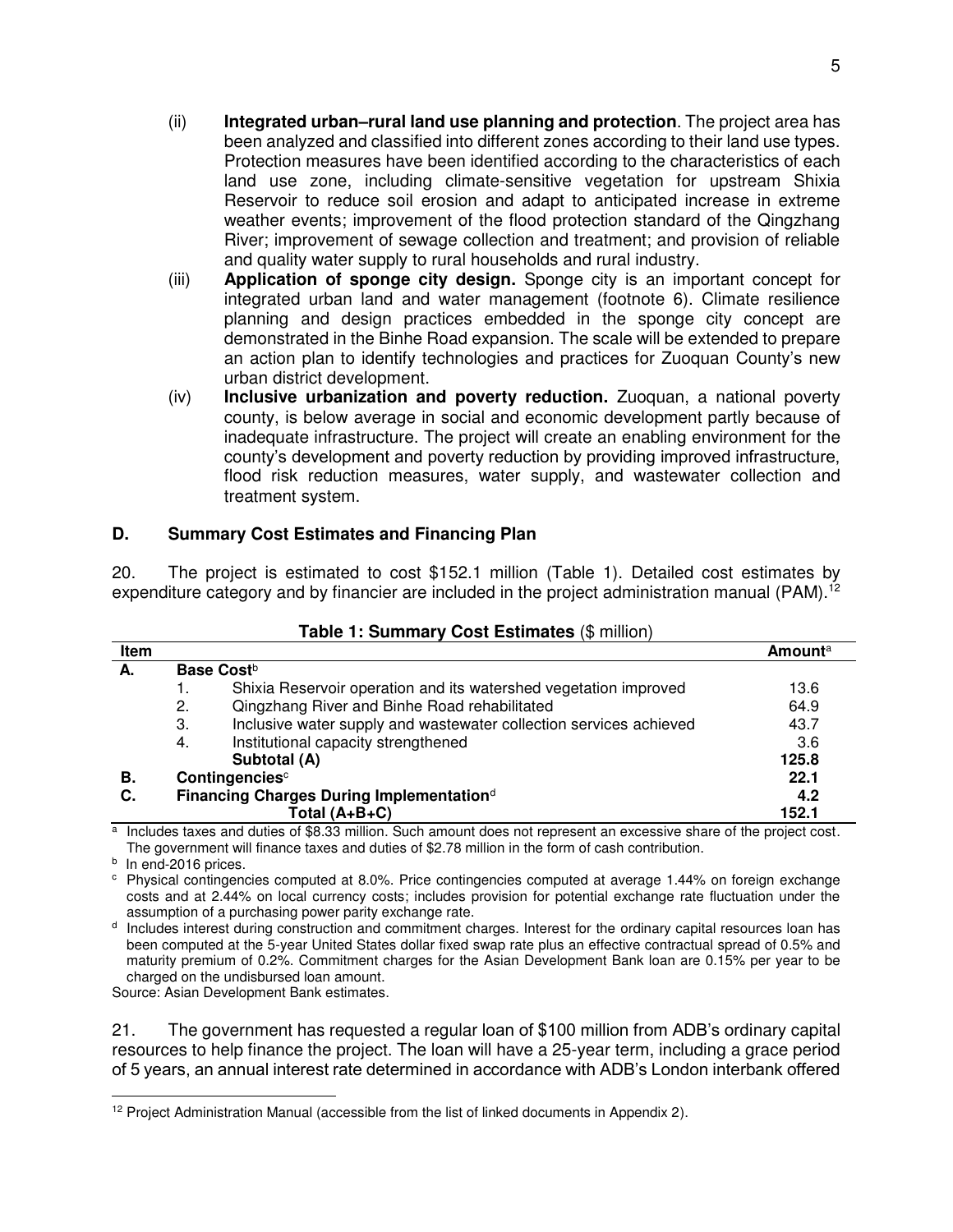(ii) **Integrated urban–rural land use planning and protection**. The project area has been analyzed and classified into different zones according to their land use types. Protection measures have been identified according to the characteristics of each land use zone, including climate-sensitive vegetation for upstream Shixia Reservoir to reduce soil erosion and adapt to anticipated increase in extreme weather events; improvement of the flood protection standard of the Qingzhang River; improvement of sewage collection and treatment; and provision of reliable and quality water supply to rural households and rural industry.

(iii) **Application of sponge city design.** Sponge city is an important concept for integrated urban land and water management (footnote 6). Climate resilience planning and design practices embedded in the sponge city concept are demonstrated in the Binhe Road expansion. The scale will be extended to prepare an action plan to identify technologies and practices for Zuoquan County's new urban district development.

(iv) **Inclusive urbanization and poverty reduction.** Zuoquan, a national poverty county, is below average in social and economic development partly because of inadequate infrastructure. The project will create an enabling environment for the county's development and poverty reduction by providing improved infrastructure, flood risk reduction measures, water supply, and wastewater collection and treatment system.

## D. Summary Cost Estimates and Financing Plan

20. The project is estimated to cost $152.1 million (Table 1). Detailed cost estimates by expenditure category and by financier are included in the project administration manual (PAM).[12]

**Table 1: Summary Cost Estimates** ($ million)

| Item | | Amount[a] |
|---|---|---|
| **A.** | **Base Cost**[b] | |
| | 1. Shixia Reservoir operation and its watershed vegetation improved | 13.6 |
| | 2. Qingzhang River and Binhe Road rehabilitated | 64.9 |
| | 3. Inclusive water supply and wastewater collection services achieved | 43.7 |
| | 4. Institutional capacity strengthened | 3.6 |
| | **Subtotal (A)** | **125.8** |
| **B.** | **Contingencies**[c] | **22.1** |
| **C.** | **Financing Charges During Implementation**[d] | **4.2** |
| | **Total (A+B+C)** | **152.1** |

[a] Includes taxes and duties of $8.33 million. Such amount does not represent an excessive share of the project cost. The government will finance taxes and duties of $2.78 million in the form of cash contribution.

[b] In end-2016 prices.

[c] Physical contingencies computed at 8.0%. Price contingencies computed at average 1.44% on foreign exchange costs and at 2.44% on local currency costs; includes provision for potential exchange rate fluctuation under the assumption of a purchasing power parity exchange rate.

[d] Includes interest during construction and commitment charges. Interest for the ordinary capital resources loan has been computed at the 5-year United States dollar fixed swap rate plus an effective contractual spread of 0.5% and maturity premium of 0.2%. Commitment charges for the Asian Development Bank loan are 0.15% per year to be charged on the undisbursed loan amount.

Source: Asian Development Bank estimates.

21. The government has requested a regular loan of $100 million from ADB's ordinary capital resources to help finance the project. The loan will have a 25-year term, including a grace period of 5 years, an annual interest rate determined in accordance with ADB's London interbank offered

[12] Project Administration Manual (accessible from the list of linked documents in Appendix 2).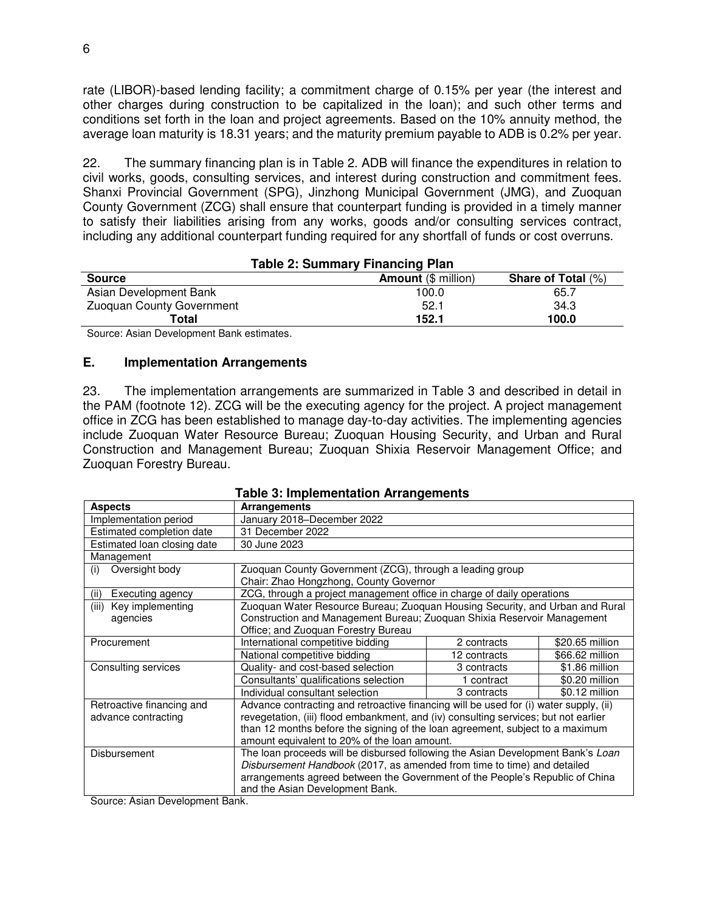rate (LIBOR)-based lending facility; a commitment charge of 0.15% per year (the interest and other charges during construction to be capitalized in the loan); and such other terms and conditions set forth in the loan and project agreements. Based on the 10% annuity method, the average loan maturity is 18.31 years; and the maturity premium payable to ADB is 0.2% per year.

22. The summary financing plan is in Table 2. ADB will finance the expenditures in relation to civil works, goods, consulting services, and interest during construction and commitment fees. Shanxi Provincial Government (SPG), Jinzhong Municipal Government (JMG), and Zuoquan County Government (ZCG) shall ensure that counterpart funding is provided in a timely manner to satisfy their liabilities arising from any works, goods and/or consulting services contract, including any additional counterpart funding required for any shortfall of funds or cost overruns.

**Table 2: Summary Financing Plan**

| Source | Amount ($ million) | Share of Total (%) |
|---|---|---|
| Asian Development Bank | 100.0 | 65.7 |
| Zuoquan County Government | 52.1 | 34.3 |
| **Total** | **152.1** | **100.0** |

Source: Asian Development Bank estimates.

## E. Implementation Arrangements

23. The implementation arrangements are summarized in Table 3 and described in detail in the PAM (footnote 12). ZCG will be the executing agency for the project. A project management office in ZCG has been established to manage day-to-day activities. The implementing agencies include Zuoquan Water Resource Bureau; Zuoquan Housing Security, and Urban and Rural Construction and Management Bureau; Zuoquan Shixia Reservoir Management Office; and Zuoquan Forestry Bureau.

**Table 3: Implementation Arrangements**

| Aspects | Arrangements | | |
|---|---|---|---|
| Implementation period | January 2018–December 2022 | | |
| Estimated completion date | 31 December 2022 | | |
| Estimated loan closing date | 30 June 2023 | | |
| Management | | | |
| (i) Oversight body | Zuoquan County Government (ZCG), through a leading group<br>Chair: Zhao Hongzhong, County Governor | | |
| (ii) Executing agency | ZCG, through a project management office in charge of daily operations | | |
| (iii) Key implementing agencies | Zuoquan Water Resource Bureau; Zuoquan Housing Security, and Urban and Rural Construction and Management Bureau; Zuoquan Shixia Reservoir Management Office; and Zuoquan Forestry Bureau | | |
| Procurement | International competitive bidding | 2 contracts | $20.65 million |
| | National competitive bidding | 12 contracts | $66.62 million |
| Consulting services | Quality- and cost-based selection | 3 contracts | $1.86 million |
| | Consultants' qualifications selection | 1 contract | $0.20 million |
| | Individual consultant selection | 3 contracts | $0.12 million |
| Retroactive financing and advance contracting | Advance contracting and retroactive financing will be used for (i) water supply, (ii) revegetation, (iii) flood embankment, and (iv) consulting services; but not earlier than 12 months before the signing of the loan agreement, subject to a maximum amount equivalent to 20% of the loan amount. | | |
| Disbursement | The loan proceeds will be disbursed following the Asian Development Bank's *Loan Disbursement Handbook* (2017, as amended from time to time) and detailed arrangements agreed between the Government of the People's Republic of China and the Asian Development Bank. | | |

Source: Asian Development Bank.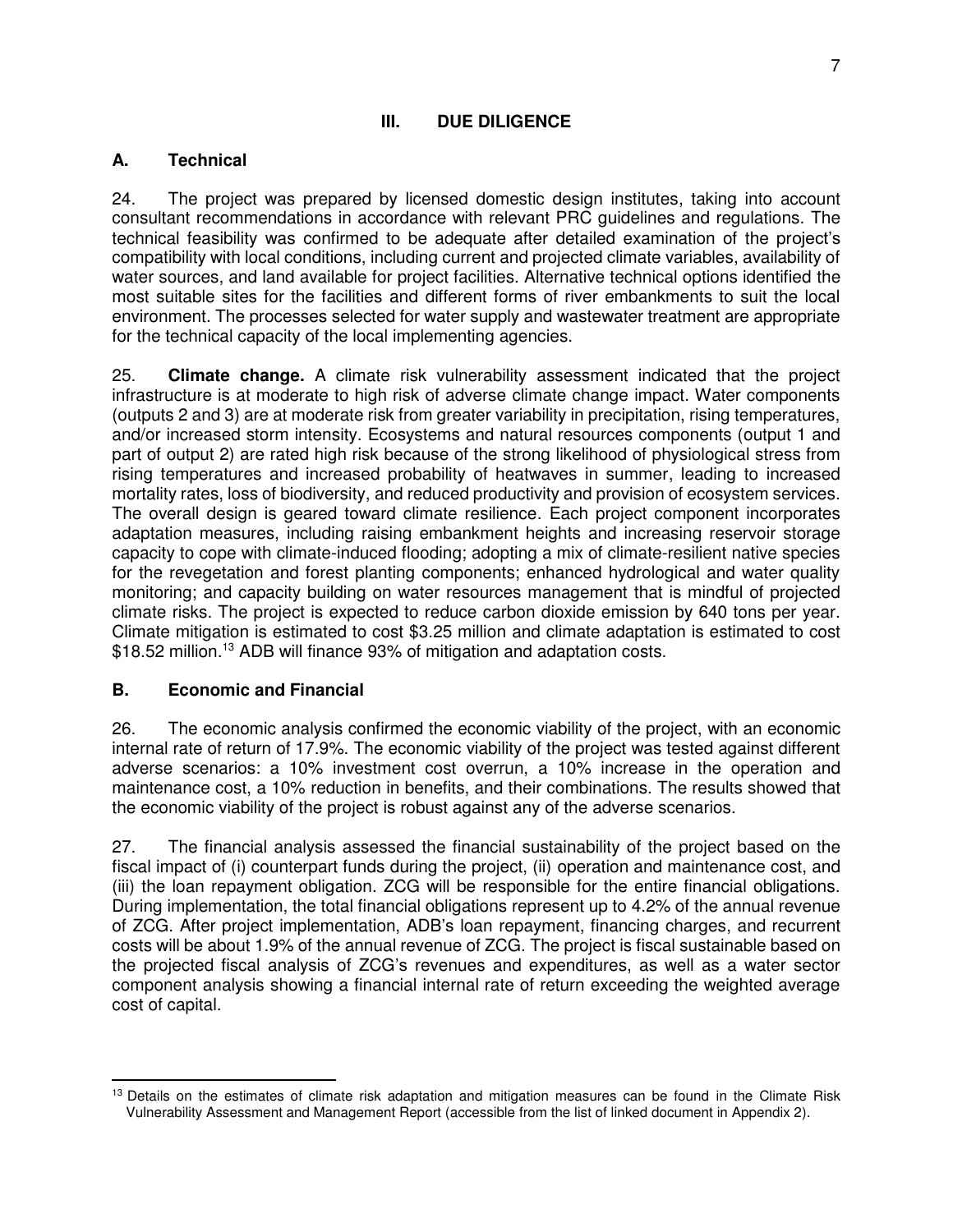# III. DUE DILIGENCE

## A. Technical

24. The project was prepared by licensed domestic design institutes, taking into account consultant recommendations in accordance with relevant PRC guidelines and regulations. The technical feasibility was confirmed to be adequate after detailed examination of the project's compatibility with local conditions, including current and projected climate variables, availability of water sources, and land available for project facilities. Alternative technical options identified the most suitable sites for the facilities and different forms of river embankments to suit the local environment. The processes selected for water supply and wastewater treatment are appropriate for the technical capacity of the local implementing agencies.

25. **Climate change.** A climate risk vulnerability assessment indicated that the project infrastructure is at moderate to high risk of adverse climate change impact. Water components (outputs 2 and 3) are at moderate risk from greater variability in precipitation, rising temperatures, and/or increased storm intensity. Ecosystems and natural resources components (output 1 and part of output 2) are rated high risk because of the strong likelihood of physiological stress from rising temperatures and increased probability of heatwaves in summer, leading to increased mortality rates, loss of biodiversity, and reduced productivity and provision of ecosystem services. The overall design is geared toward climate resilience. Each project component incorporates adaptation measures, including raising embankment heights and increasing reservoir storage capacity to cope with climate-induced flooding; adopting a mix of climate-resilient native species for the revegetation and forest planting components; enhanced hydrological and water quality monitoring; and capacity building on water resources management that is mindful of projected climate risks. The project is expected to reduce carbon dioxide emission by 640 tons per year. Climate mitigation is estimated to cost \$3.25 million and climate adaptation is estimated to cost \$18.52 million.[13] ADB will finance 93% of mitigation and adaptation costs.

## B. Economic and Financial

26. The economic analysis confirmed the economic viability of the project, with an economic internal rate of return of 17.9%. The economic viability of the project was tested against different adverse scenarios: a 10% investment cost overrun, a 10% increase in the operation and maintenance cost, a 10% reduction in benefits, and their combinations. The results showed that the economic viability of the project is robust against any of the adverse scenarios.

27. The financial analysis assessed the financial sustainability of the project based on the fiscal impact of (i) counterpart funds during the project, (ii) operation and maintenance cost, and (iii) the loan repayment obligation. ZCG will be responsible for the entire financial obligations. During implementation, the total financial obligations represent up to 4.2% of the annual revenue of ZCG. After project implementation, ADB's loan repayment, financing charges, and recurrent costs will be about 1.9% of the annual revenue of ZCG. The project is fiscal sustainable based on the projected fiscal analysis of ZCG's revenues and expenditures, as well as a water sector component analysis showing a financial internal rate of return exceeding the weighted average cost of capital.

---

[13] Details on the estimates of climate risk adaptation and mitigation measures can be found in the Climate Risk Vulnerability Assessment and Management Report (accessible from the list of linked document in Appendix 2).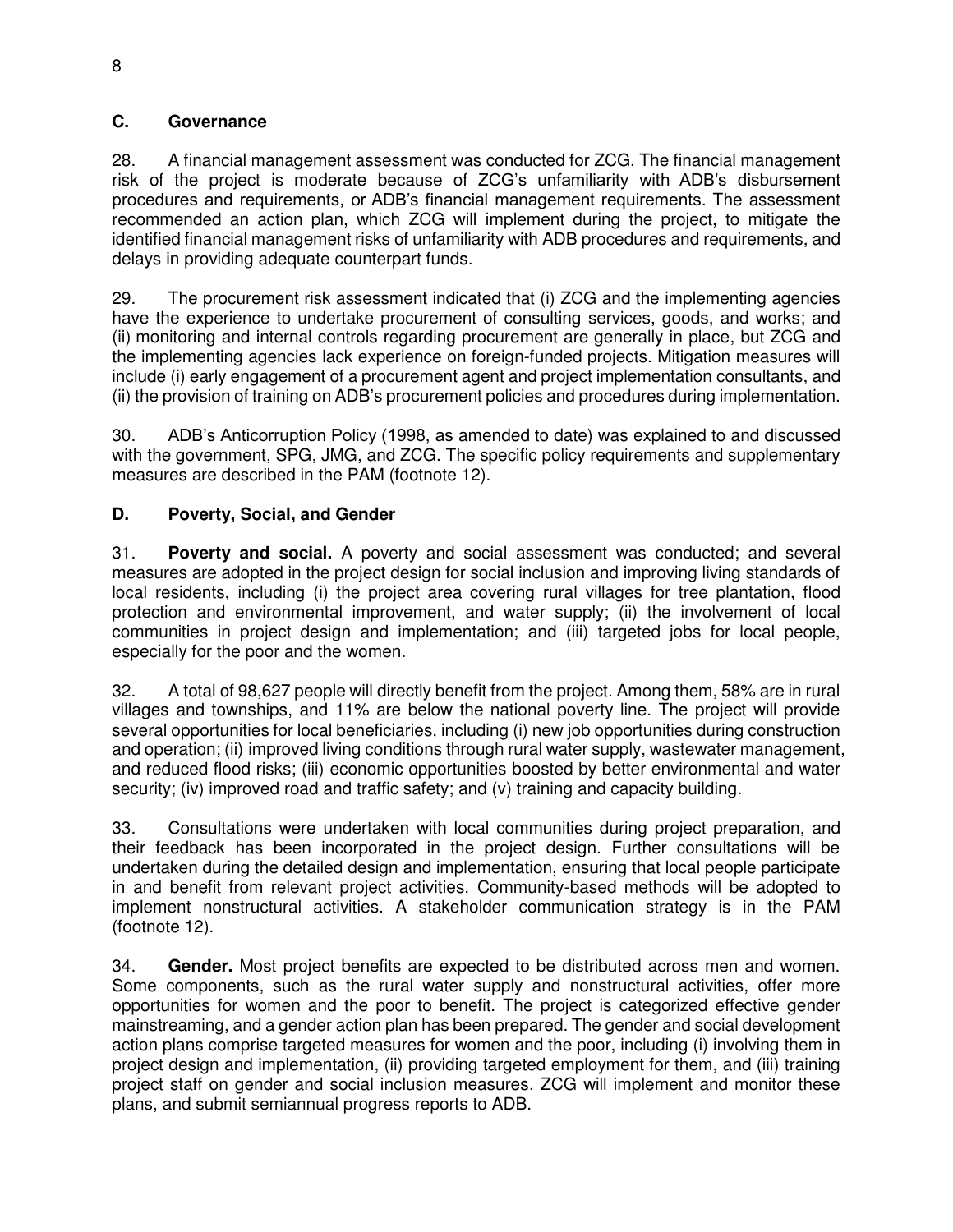## C. Governance

28. A financial management assessment was conducted for ZCG. The financial management risk of the project is moderate because of ZCG's unfamiliarity with ADB's disbursement procedures and requirements, or ADB's financial management requirements. The assessment recommended an action plan, which ZCG will implement during the project, to mitigate the identified financial management risks of unfamiliarity with ADB procedures and requirements, and delays in providing adequate counterpart funds.

29. The procurement risk assessment indicated that (i) ZCG and the implementing agencies have the experience to undertake procurement of consulting services, goods, and works; and (ii) monitoring and internal controls regarding procurement are generally in place, but ZCG and the implementing agencies lack experience on foreign-funded projects. Mitigation measures will include (i) early engagement of a procurement agent and project implementation consultants, and (ii) the provision of training on ADB's procurement policies and procedures during implementation.

30. ADB's Anticorruption Policy (1998, as amended to date) was explained to and discussed with the government, SPG, JMG, and ZCG. The specific policy requirements and supplementary measures are described in the PAM (footnote 12).

## D. Poverty, Social, and Gender

31. **Poverty and social.** A poverty and social assessment was conducted; and several measures are adopted in the project design for social inclusion and improving living standards of local residents, including (i) the project area covering rural villages for tree plantation, flood protection and environmental improvement, and water supply; (ii) the involvement of local communities in project design and implementation; and (iii) targeted jobs for local people, especially for the poor and the women.

32. A total of 98,627 people will directly benefit from the project. Among them, 58% are in rural villages and townships, and 11% are below the national poverty line. The project will provide several opportunities for local beneficiaries, including (i) new job opportunities during construction and operation; (ii) improved living conditions through rural water supply, wastewater management, and reduced flood risks; (iii) economic opportunities boosted by better environmental and water security; (iv) improved road and traffic safety; and (v) training and capacity building.

33. Consultations were undertaken with local communities during project preparation, and their feedback has been incorporated in the project design. Further consultations will be undertaken during the detailed design and implementation, ensuring that local people participate in and benefit from relevant project activities. Community-based methods will be adopted to implement nonstructural activities. A stakeholder communication strategy is in the PAM (footnote 12).

34. **Gender.** Most project benefits are expected to be distributed across men and women. Some components, such as the rural water supply and nonstructural activities, offer more opportunities for women and the poor to benefit. The project is categorized effective gender mainstreaming, and a gender action plan has been prepared. The gender and social development action plans comprise targeted measures for women and the poor, including (i) involving them in project design and implementation, (ii) providing targeted employment for them, and (iii) training project staff on gender and social inclusion measures. ZCG will implement and monitor these plans, and submit semiannual progress reports to ADB.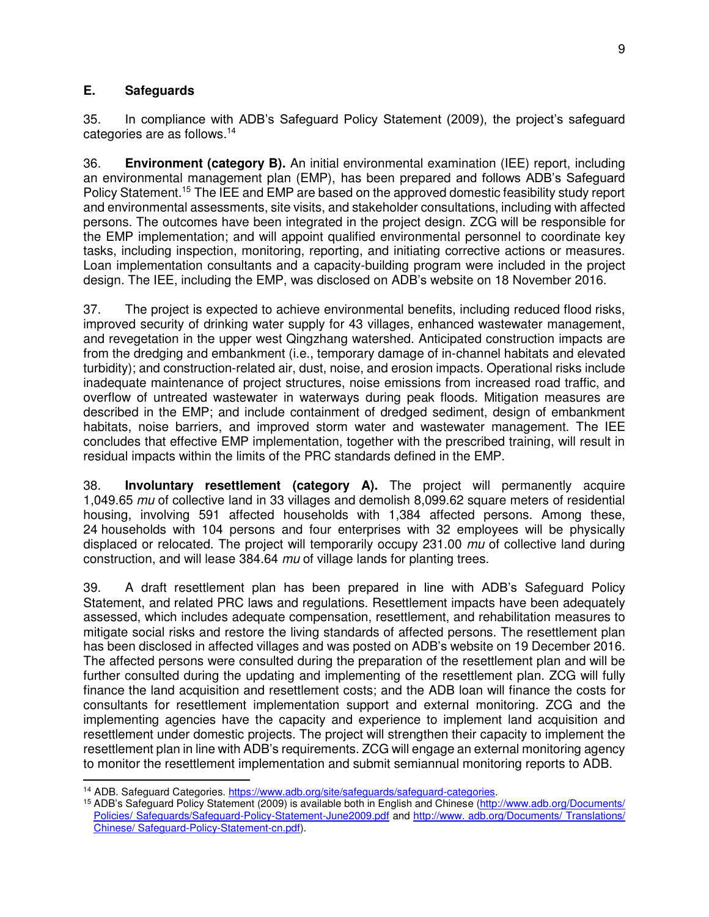## E. Safeguards

35. In compliance with ADB's Safeguard Policy Statement (2009), the project's safeguard categories are as follows.[14]

36. **Environment (category B).** An initial environmental examination (IEE) report, including an environmental management plan (EMP), has been prepared and follows ADB's Safeguard Policy Statement.[15] The IEE and EMP are based on the approved domestic feasibility study report and environmental assessments, site visits, and stakeholder consultations, including with affected persons. The outcomes have been integrated in the project design. ZCG will be responsible for the EMP implementation; and will appoint qualified environmental personnel to coordinate key tasks, including inspection, monitoring, reporting, and initiating corrective actions or measures. Loan implementation consultants and a capacity-building program were included in the project design. The IEE, including the EMP, was disclosed on ADB's website on 18 November 2016.

37. The project is expected to achieve environmental benefits, including reduced flood risks, improved security of drinking water supply for 43 villages, enhanced wastewater management, and revegetation in the upper west Qingzhang watershed. Anticipated construction impacts are from the dredging and embankment (i.e., temporary damage of in-channel habitats and elevated turbidity); and construction-related air, dust, noise, and erosion impacts. Operational risks include inadequate maintenance of project structures, noise emissions from increased road traffic, and overflow of untreated wastewater in waterways during peak floods. Mitigation measures are described in the EMP; and include containment of dredged sediment, design of embankment habitats, noise barriers, and improved storm water and wastewater management. The IEE concludes that effective EMP implementation, together with the prescribed training, will result in residual impacts within the limits of the PRC standards defined in the EMP.

38. **Involuntary resettlement (category A).** The project will permanently acquire 1,049.65 *mu* of collective land in 33 villages and demolish 8,099.62 square meters of residential housing, involving 591 affected households with 1,384 affected persons. Among these, 24 households with 104 persons and four enterprises with 32 employees will be physically displaced or relocated. The project will temporarily occupy 231.00 *mu* of collective land during construction, and will lease 384.64 *mu* of village lands for planting trees.

39. A draft resettlement plan has been prepared in line with ADB's Safeguard Policy Statement, and related PRC laws and regulations. Resettlement impacts have been adequately assessed, which includes adequate compensation, resettlement, and rehabilitation measures to mitigate social risks and restore the living standards of affected persons. The resettlement plan has been disclosed in affected villages and was posted on ADB's website on 19 December 2016. The affected persons were consulted during the preparation of the resettlement plan and will be further consulted during the updating and implementing of the resettlement plan. ZCG will fully finance the land acquisition and resettlement costs; and the ADB loan will finance the costs for consultants for resettlement implementation support and external monitoring. ZCG and the implementing agencies have the capacity and experience to implement land acquisition and resettlement under domestic projects. The project will strengthen their capacity to implement the resettlement plan in line with ADB's requirements. ZCG will engage an external monitoring agency to monitor the resettlement implementation and submit semiannual monitoring reports to ADB.

---

[14] ADB. Safeguard Categories. https://www.adb.org/site/safeguards/safeguard-categories.

[15] ADB's Safeguard Policy Statement (2009) is available both in English and Chinese (http://www.adb.org/Documents/Policies/Safeguards/Safeguard-Policy-Statement-June2009.pdf and http://www.adb.org/Documents/Translations/Chinese/Safeguard-Policy-Statement-cn.pdf).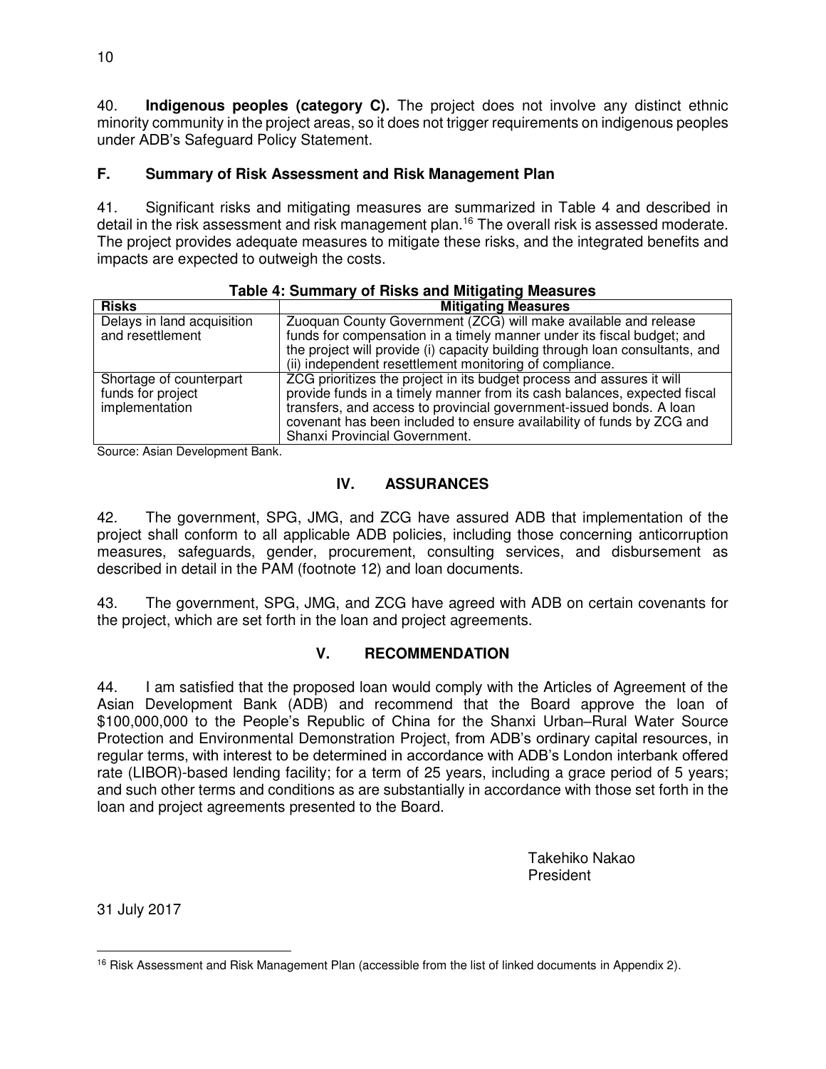40. **Indigenous peoples (category C).** The project does not involve any distinct ethnic minority community in the project areas, so it does not trigger requirements on indigenous peoples under ADB's Safeguard Policy Statement.

### F. Summary of Risk Assessment and Risk Management Plan

41. Significant risks and mitigating measures are summarized in Table 4 and described in detail in the risk assessment and risk management plan.[16] The overall risk is assessed moderate. The project provides adequate measures to mitigate these risks, and the integrated benefits and impacts are expected to outweigh the costs.

**Table 4: Summary of Risks and Mitigating Measures**

| Risks | Mitigating Measures |
|---|---|
| Delays in land acquisition and resettlement | Zuoquan County Government (ZCG) will make available and release funds for compensation in a timely manner under its fiscal budget; and the project will provide (i) capacity building through loan consultants, and (ii) independent resettlement monitoring of compliance. |
| Shortage of counterpart funds for project implementation | ZCG prioritizes the project in its budget process and assures it will provide funds in a timely manner from its cash balances, expected fiscal transfers, and access to provincial government-issued bonds. A loan covenant has been included to ensure availability of funds by ZCG and Shanxi Provincial Government. |

Source: Asian Development Bank.

## IV. ASSURANCES

42. The government, SPG, JMG, and ZCG have assured ADB that implementation of the project shall conform to all applicable ADB policies, including those concerning anticorruption measures, safeguards, gender, procurement, consulting services, and disbursement as described in detail in the PAM (footnote 12) and loan documents.

43. The government, SPG, JMG, and ZCG have agreed with ADB on certain covenants for the project, which are set forth in the loan and project agreements.

## V. RECOMMENDATION

44. I am satisfied that the proposed loan would comply with the Articles of Agreement of the Asian Development Bank (ADB) and recommend that the Board approve the loan of \$100,000,000 to the People's Republic of China for the Shanxi Urban–Rural Water Source Protection and Environmental Demonstration Project, from ADB's ordinary capital resources, in regular terms, with interest to be determined in accordance with ADB's London interbank offered rate (LIBOR)-based lending facility; for a term of 25 years, including a grace period of 5 years; and such other terms and conditions as are substantially in accordance with those set forth in the loan and project agreements presented to the Board.

Takehiko Nakao
President

31 July 2017

[16] Risk Assessment and Risk Management Plan (accessible from the list of linked documents in Appendix 2).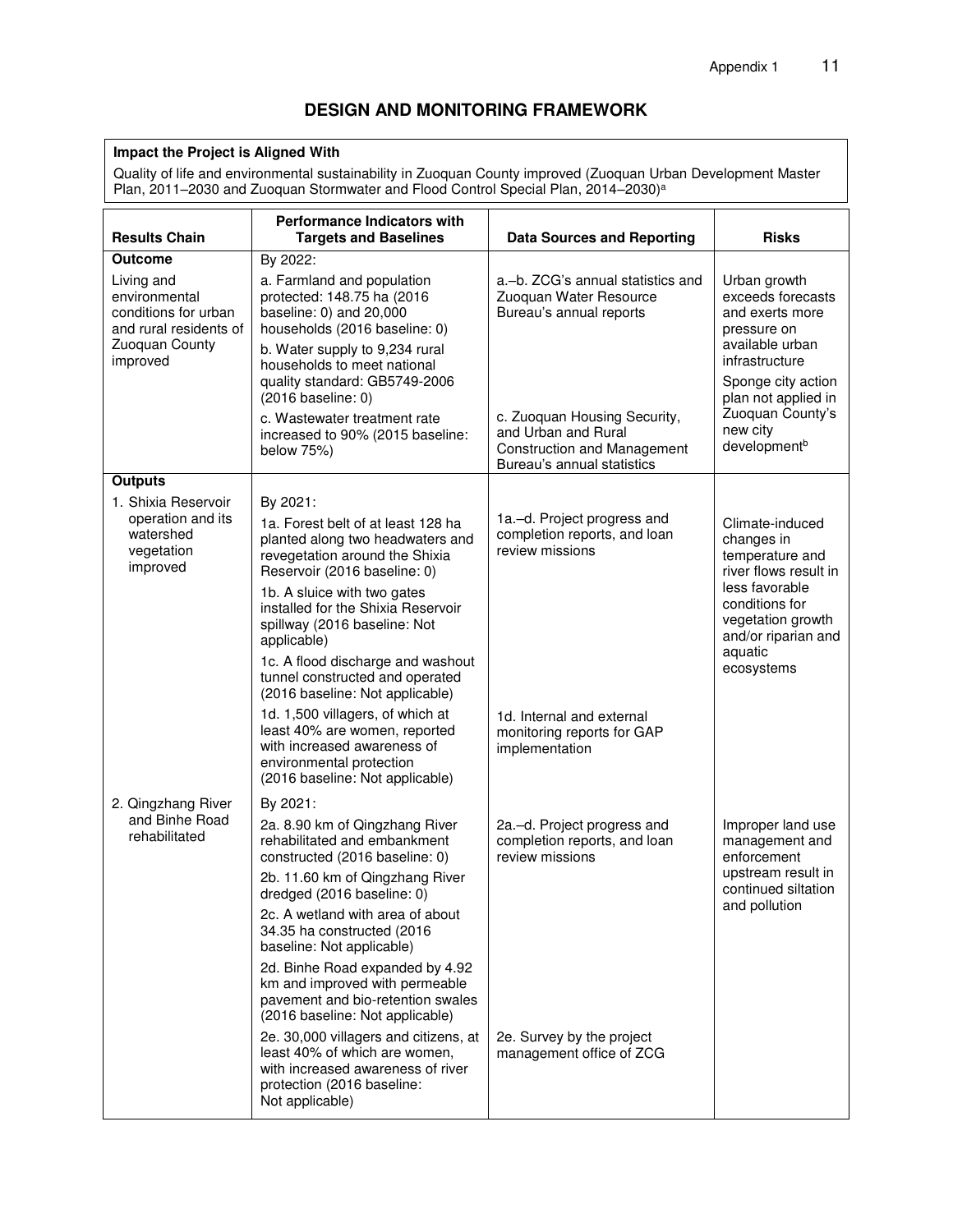# DESIGN AND MONITORING FRAMEWORK

| **Impact the Project is Aligned With** |
|---|
| Quality of life and environmental sustainability in Zuoquan County improved (Zuoquan Urban Development Master Plan, 2011–2030 and Zuoquan Stormwater and Flood Control Special Plan, 2014–2030)[a] |

| Results Chain | Performance Indicators with Targets and Baselines | Data Sources and Reporting | Risks |
|---|---|---|---|
| **Outcome** | By 2022: | | |
| Living and environmental conditions for urban and rural residents of Zuoquan County improved | a. Farmland and population protected: 148.75 ha (2016 baseline: 0) and 20,000 households (2016 baseline: 0) | a.–b. ZCG's annual statistics and Zuoquan Water Resource Bureau's annual reports | Urban growth exceeds forecasts and exerts more pressure on available urban infrastructure |
| | b. Water supply to 9,234 rural households to meet national quality standard: GB5749-2006 (2016 baseline: 0) | | Sponge city action plan not applied in Zuoquan County's new city development[b] |
| | c. Wastewater treatment rate increased to 90% (2015 baseline: below 75%) | c. Zuoquan Housing Security, and Urban and Rural Construction and Management Bureau's annual statistics | |
| **Outputs** | | | |
| 1. Shixia Reservoir operation and its watershed vegetation improved | By 2021: | | |
| | 1a. Forest belt of at least 128 ha planted along two headwaters and revegetation around the Shixia Reservoir (2016 baseline: 0) | 1a.–d. Project progress and completion reports, and loan review missions | Climate-induced changes in temperature and river flows result in less favorable conditions for vegetation growth and/or riparian and aquatic ecosystems |
| | 1b. A sluice with two gates installed for the Shixia Reservoir spillway (2016 baseline: Not applicable) | | |
| | 1c. A flood discharge and washout tunnel constructed and operated (2016 baseline: Not applicable) | | |
| | 1d. 1,500 villagers, of which at least 40% are women, reported with increased awareness of environmental protection (2016 baseline: Not applicable) | 1d. Internal and external monitoring reports for GAP implementation | |
| 2. Qingzhang River and Binhe Road rehabilitated | By 2021: | | |
| | 2a. 8.90 km of Qingzhang River rehabilitated and embankment constructed (2016 baseline: 0) | 2a.–d. Project progress and completion reports, and loan review missions | Improper land use management and enforcement upstream result in continued siltation and pollution |
| | 2b. 11.60 km of Qingzhang River dredged (2016 baseline: 0) | | |
| | 2c. A wetland with area of about 34.35 ha constructed (2016 baseline: Not applicable) | | |
| | 2d. Binhe Road expanded by 4.92 km and improved with permeable pavement and bio-retention swales (2016 baseline: Not applicable) | | |
| | 2e. 30,000 villagers and citizens, at least 40% of which are women, with increased awareness of river protection (2016 baseline: Not applicable) | 2e. Survey by the project management office of ZCG | |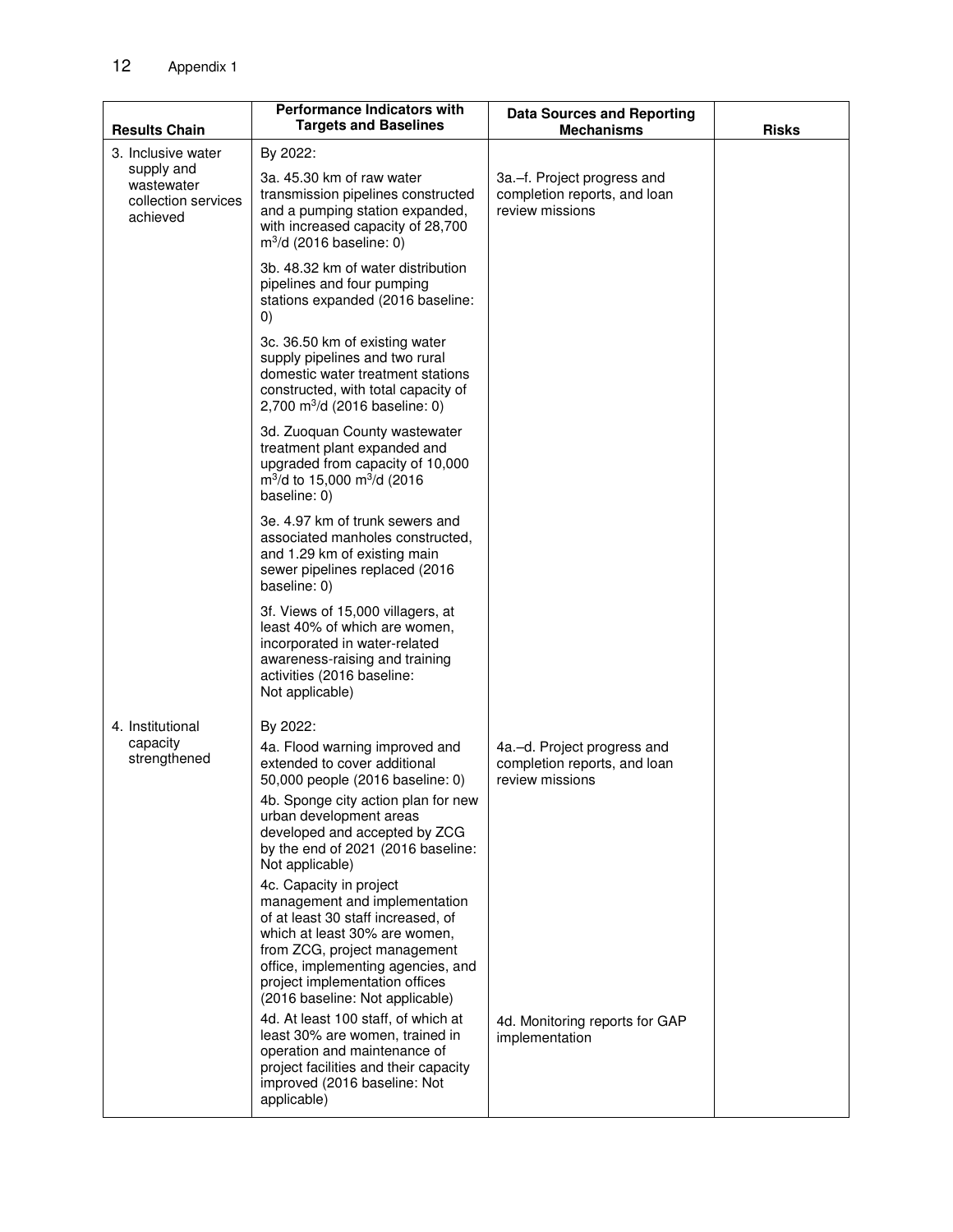| Results Chain | Performance Indicators with Targets and Baselines | Data Sources and Reporting Mechanisms | Risks |
|---|---|---|---|
| 3. Inclusive water supply and wastewater collection services achieved | By 2022: | | |
| | 3a. 45.30 km of raw water transmission pipelines constructed and a pumping station expanded, with increased capacity of 28,700 $m^3/d$ (2016 baseline: 0) | 3a.–f. Project progress and completion reports, and loan review missions | |
| | 3b. 48.32 km of water distribution pipelines and four pumping stations expanded (2016 baseline: 0) | | |
| | 3c. 36.50 km of existing water supply pipelines and two rural domestic water treatment stations constructed, with total capacity of 2,700 $m^3/d$ (2016 baseline: 0) | | |
| | 3d. Zuoquan County wastewater treatment plant expanded and upgraded from capacity of 10,000 $m^3/d$ to 15,000 $m^3/d$ (2016 baseline: 0) | | |
| | 3e. 4.97 km of trunk sewers and associated manholes constructed, and 1.29 km of existing main sewer pipelines replaced (2016 baseline: 0) | | |
| | 3f. Views of 15,000 villagers, at least 40% of which are women, incorporated in water-related awareness-raising and training activities (2016 baseline: Not applicable) | | |
| 4. Institutional capacity strengthened | By 2022: | | |
| | 4a. Flood warning improved and extended to cover additional 50,000 people (2016 baseline: 0) | 4a.–d. Project progress and completion reports, and loan review missions | |
| | 4b. Sponge city action plan for new urban development areas developed and accepted by ZCG by the end of 2021 (2016 baseline: Not applicable) | | |
| | 4c. Capacity in project management and implementation of at least 30 staff increased, of which at least 30% are women, from ZCG, project management office, implementing agencies, and project implementation offices (2016 baseline: Not applicable) | | |
| | 4d. At least 100 staff, of which at least 30% are women, trained in operation and maintenance of project facilities and their capacity improved (2016 baseline: Not applicable) | 4d. Monitoring reports for GAP implementation | |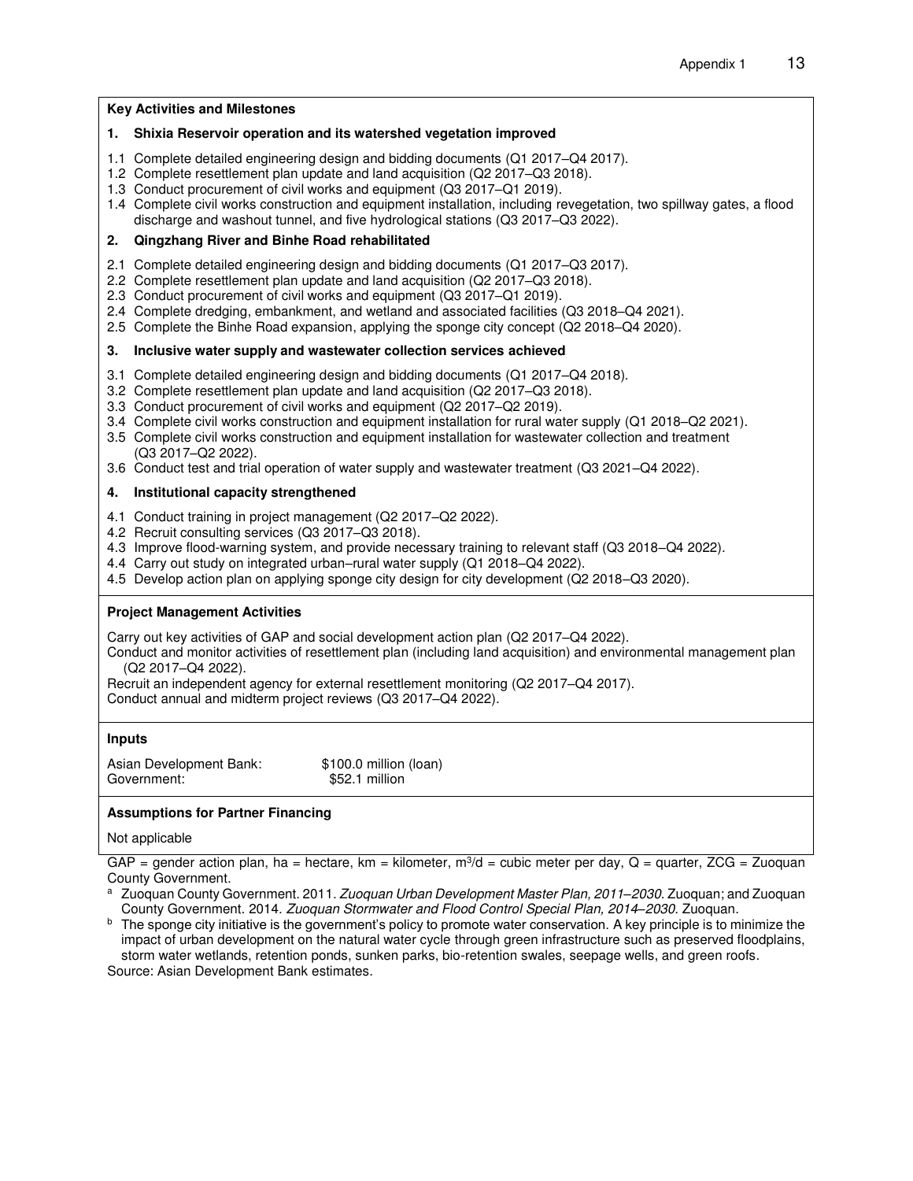**Key Activities and Milestones**

**1. Shixia Reservoir operation and its watershed vegetation improved**

1.1 Complete detailed engineering design and bidding documents (Q1 2017–Q4 2017).
1.2 Complete resettlement plan update and land acquisition (Q2 2017–Q3 2018).
1.3 Conduct procurement of civil works and equipment (Q3 2017–Q1 2019).
1.4 Complete civil works construction and equipment installation, including revegetation, two spillway gates, a flood discharge and washout tunnel, and five hydrological stations (Q3 2017–Q3 2022).

**2. Qingzhang River and Binhe Road rehabilitated**

2.1 Complete detailed engineering design and bidding documents (Q1 2017–Q3 2017).
2.2 Complete resettlement plan update and land acquisition (Q2 2017–Q3 2018).
2.3 Conduct procurement of civil works and equipment (Q3 2017–Q1 2019).
2.4 Complete dredging, embankment, and wetland and associated facilities (Q3 2018–Q4 2021).
2.5 Complete the Binhe Road expansion, applying the sponge city concept (Q2 2018–Q4 2020).

**3. Inclusive water supply and wastewater collection services achieved**

3.1 Complete detailed engineering design and bidding documents (Q1 2017–Q4 2018).
3.2 Complete resettlement plan update and land acquisition (Q2 2017–Q3 2018).
3.3 Conduct procurement of civil works and equipment (Q2 2017–Q2 2019).
3.4 Complete civil works construction and equipment installation for rural water supply (Q1 2018–Q2 2021).
3.5 Complete civil works construction and equipment installation for wastewater collection and treatment (Q3 2017–Q2 2022).
3.6 Conduct test and trial operation of water supply and wastewater treatment (Q3 2021–Q4 2022).

**4. Institutional capacity strengthened**

4.1 Conduct training in project management (Q2 2017–Q2 2022).
4.2 Recruit consulting services (Q3 2017–Q3 2018).
4.3 Improve flood-warning system, and provide necessary training to relevant staff (Q3 2018–Q4 2022).
4.4 Carry out study on integrated urban–rural water supply (Q1 2018–Q4 2022).
4.5 Develop action plan on applying sponge city design for city development (Q2 2018–Q3 2020).

**Project Management Activities**

Carry out key activities of GAP and social development action plan (Q2 2017–Q4 2022).
Conduct and monitor activities of resettlement plan (including land acquisition) and environmental management plan (Q2 2017–Q4 2022).
Recruit an independent agency for external resettlement monitoring (Q2 2017–Q4 2017).
Conduct annual and midterm project reviews (Q3 2017–Q4 2022).

**Inputs**

Asian Development Bank: $100.0 million (loan)
Government: $52.1 million

**Assumptions for Partner Financing**

Not applicable

GAP = gender action plan, ha = hectare, km = kilometer, $m^3/d$ = cubic meter per day, Q = quarter, ZCG = Zuoquan County Government.

[a] Zuoquan County Government. 2011. *Zuoquan Urban Development Master Plan, 2011–2030*. Zuoquan; and Zuoquan County Government. 2014. *Zuoquan Stormwater and Flood Control Special Plan, 2014–2030*. Zuoquan.

[b] The sponge city initiative is the government's policy to promote water conservation. A key principle is to minimize the impact of urban development on the natural water cycle through green infrastructure such as preserved floodplains, storm water wetlands, retention ponds, sunken parks, bio-retention swales, seepage wells, and green roofs.

Source: Asian Development Bank estimates.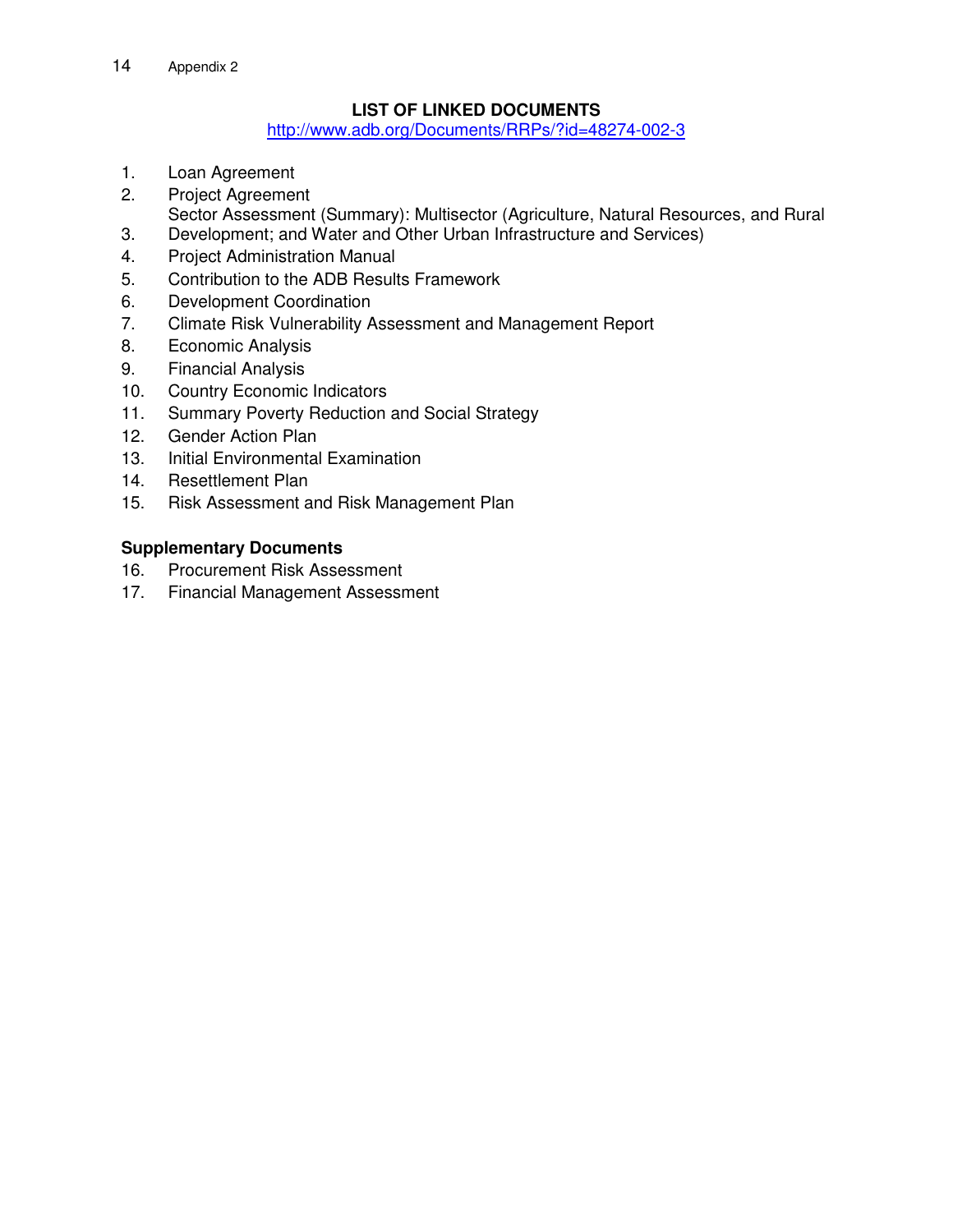# LIST OF LINKED DOCUMENTS

http://www.adb.org/Documents/RRPs/?id=48274-002-3

1. Loan Agreement
2. Project Agreement
3. Sector Assessment (Summary): Multisector (Agriculture, Natural Resources, and Rural Development; and Water and Other Urban Infrastructure and Services)
4. Project Administration Manual
5. Contribution to the ADB Results Framework
6. Development Coordination
7. Climate Risk Vulnerability Assessment and Management Report
8. Economic Analysis
9. Financial Analysis
10. Country Economic Indicators
11. Summary Poverty Reduction and Social Strategy
12. Gender Action Plan
13. Initial Environmental Examination
14. Resettlement Plan
15. Risk Assessment and Risk Management Plan

**Supplementary Documents**

16. Procurement Risk Assessment
17. Financial Management Assessment